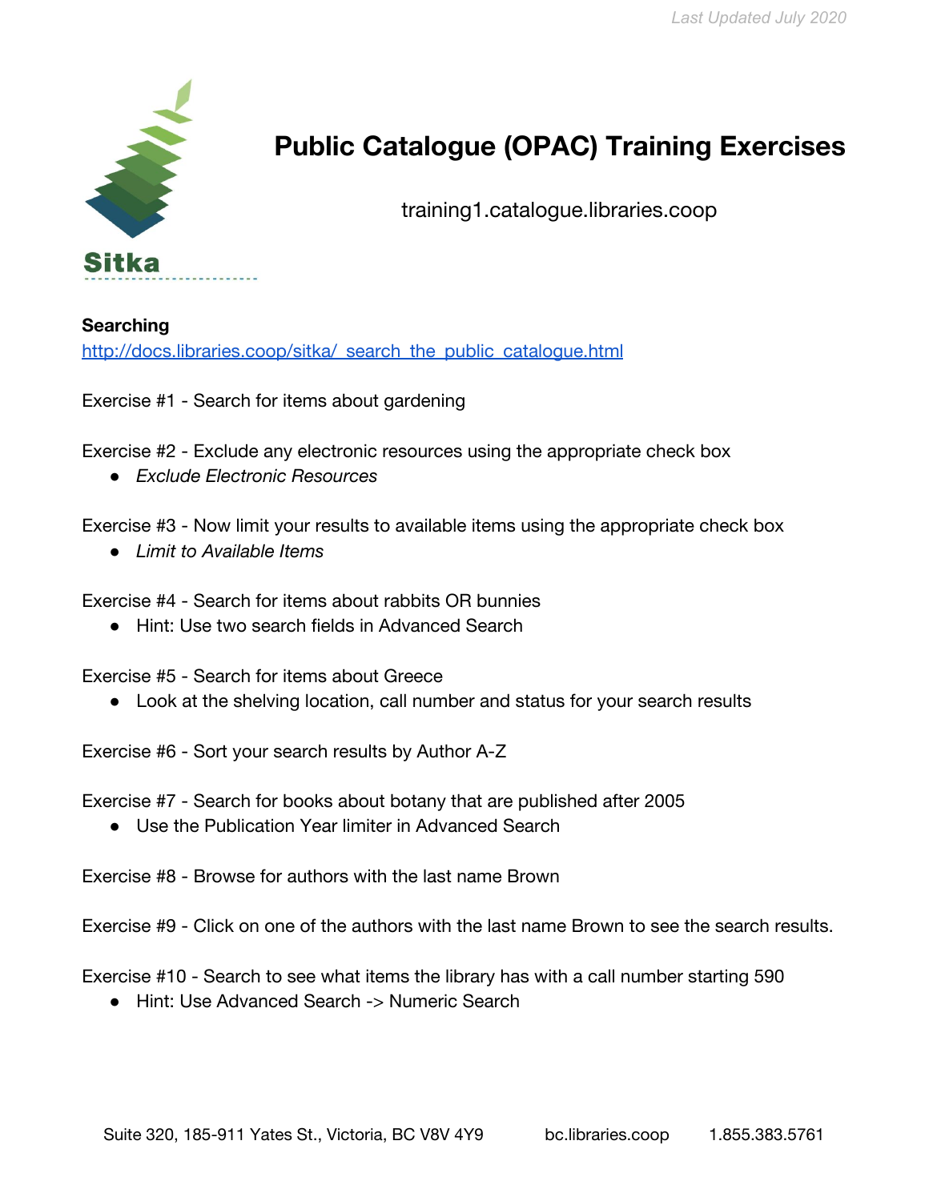Last Updated July 2020

Sitka

# Public Catalogue (OPAC) Training Exercises

training1.catalogue.libraries.coop

**Searching**

http://docs.libraries.coop/sitka/_search_the_public_catalogue.html

Exercise #1 - Search for items about gardening

Exercise #2 - Exclude any electronic resources using the appropriate check box

- *Exclude Electronic Resources*

Exercise #3 - Now limit your results to available items using the appropriate check box

- *Limit to Available Items*

Exercise #4 - Search for items about rabbits OR bunnies

- Hint: Use two search fields in Advanced Search

Exercise #5 - Search for items about Greece

- Look at the shelving location, call number and status for your search results

Exercise #6 - Sort your search results by Author A-Z

Exercise #7 - Search for books about botany that are published after 2005

- Use the Publication Year limiter in Advanced Search

Exercise #8 - Browse for authors with the last name Brown

Exercise #9 - Click on one of the authors with the last name Brown to see the search results.

Exercise #10 - Search to see what items the library has with a call number starting 590

- Hint: Use Advanced Search -> Numeric Search

Suite 320, 185-911 Yates St., Victoria, BC V8V 4Y9 bc.libraries.coop 1.855.383.5761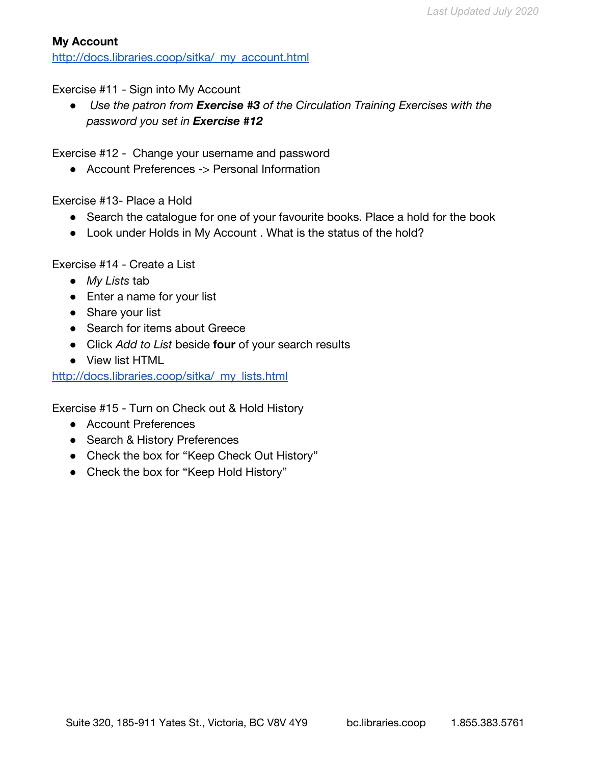**My Account**

http://docs.libraries.coop/sitka/_my_account.html

Exercise #11 - Sign into My Account

- *Use the patron from **Exercise #3** of the Circulation Training Exercises with the password you set in **Exercise #12***

Exercise #12 - Change your username and password

- Account Preferences -> Personal Information

Exercise #13- Place a Hold

- Search the catalogue for one of your favourite books. Place a hold for the book
- Look under Holds in My Account . What is the status of the hold?

Exercise #14 - Create a List

- *My Lists* tab
- Enter a name for your list
- Share your list
- Search for items about Greece
- Click *Add to List* beside **four** of your search results
- View list HTML

http://docs.libraries.coop/sitka/_my_lists.html

Exercise #15 - Turn on Check out & Hold History

- Account Preferences
- Search & History Preferences
- Check the box for "Keep Check Out History"
- Check the box for "Keep Hold History"